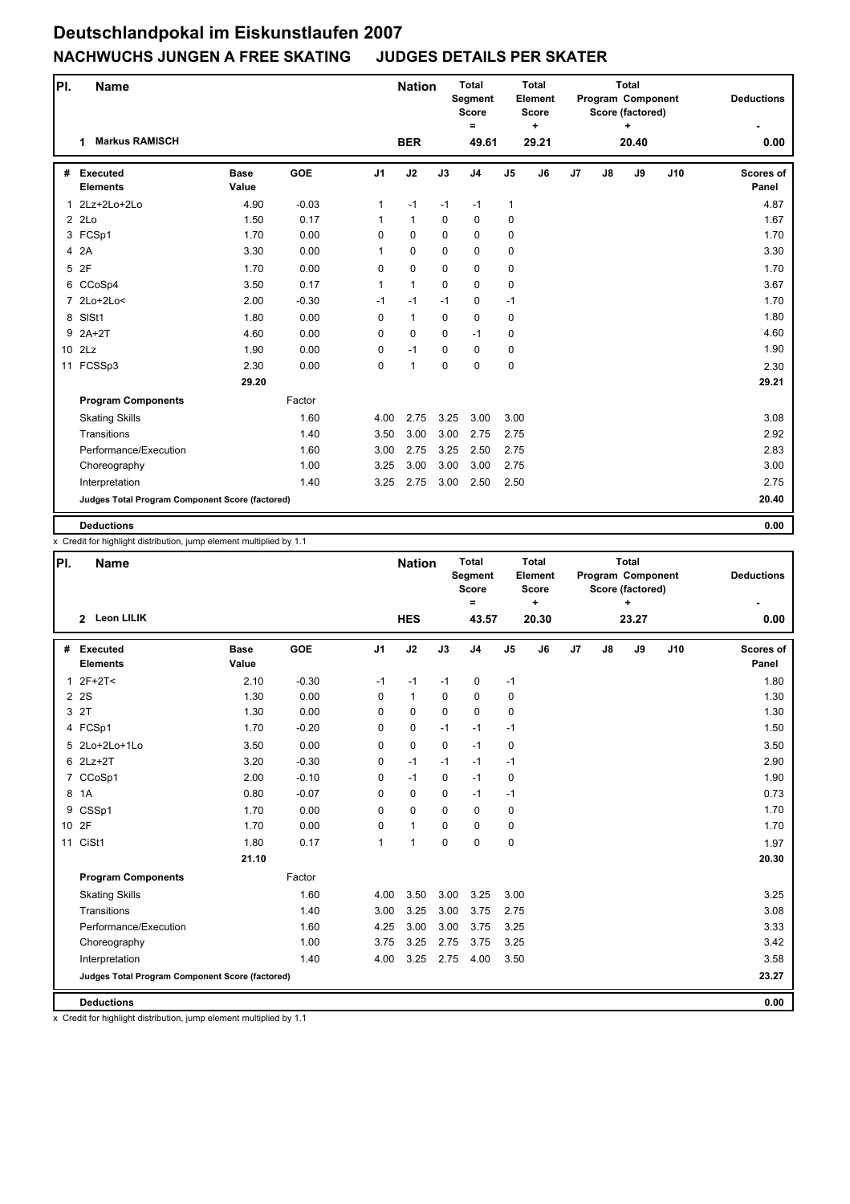# Deutschlandpokal im Eiskunstlaufen 2007

## NACHWUCHS JUNGEN A FREE SKATING JUDGES DETAILS PER SKATER

| Pl. | Name | Nation | Total Segment Score = | Total Element Score + | Total Program Component Score (factored) + | Deductions - |
|---|---|---|---|---|---|---|
| 1 | Markus RAMISCH | BER | 49.61 | 29.21 | 20.40 | 0.00 |

| # | Executed Elements | Base Value | GOE | J1 | J2 | J3 | J4 | J5 | J6 | J7 | J8 | J9 | J10 | Scores of Panel |
|---|---|---|---|---|---|---|---|---|---|---|---|---|---|---|
| 1 | 2Lz+2Lo+2Lo | 4.90 | -0.03 | 1 | -1 | -1 | -1 | 1 | | | | | | 4.87 |
| 2 | 2Lo | 1.50 | 0.17 | 1 | 1 | 0 | 0 | 0 | | | | | | 1.67 |
| 3 | FCSp1 | 1.70 | 0.00 | 0 | 0 | 0 | 0 | 0 | | | | | | 1.70 |
| 4 | 2A | 3.30 | 0.00 | 1 | 0 | 0 | 0 | 0 | | | | | | 3.30 |
| 5 | 2F | 1.70 | 0.00 | 0 | 0 | 0 | 0 | 0 | | | | | | 1.70 |
| 6 | CCoSp4 | 3.50 | 0.17 | 1 | 1 | 0 | 0 | 0 | | | | | | 3.67 |
| 7 | 2Lo+2Lo< | 2.00 | -0.30 | -1 | -1 | -1 | 0 | -1 | | | | | | 1.70 |
| 8 | SlSt1 | 1.80 | 0.00 | 0 | 1 | 0 | 0 | 0 | | | | | | 1.80 |
| 9 | 2A+2T | 4.60 | 0.00 | 0 | 0 | 0 | -1 | 0 | | | | | | 4.60 |
| 10 | 2Lz | 1.90 | 0.00 | 0 | -1 | 0 | 0 | 0 | | | | | | 1.90 |
| 11 | FCSSp3 | 2.30 | 0.00 | 0 | 1 | 0 | 0 | 0 | | | | | | 2.30 |
| | | 29.20 | | | | | | | | | | | | 29.21 |
| | **Program Components** | | Factor | | | | | | | | | | | |
| | Skating Skills | | 1.60 | 4.00 | 2.75 | 3.25 | 3.00 | 3.00 | | | | | | 3.08 |
| | Transitions | | 1.40 | 3.50 | 3.00 | 3.00 | 2.75 | 2.75 | | | | | | 2.92 |
| | Performance/Execution | | 1.60 | 3.00 | 2.75 | 3.25 | 2.50 | 2.75 | | | | | | 2.83 |
| | Choreography | | 1.00 | 3.25 | 3.00 | 3.00 | 3.00 | 2.75 | | | | | | 3.00 |
| | Interpretation | | 1.40 | 3.25 | 2.75 | 3.00 | 2.50 | 2.50 | | | | | | 2.75 |
| | **Judges Total Program Component Score (factored)** | | | | | | | | | | | | | 20.40 |
| | **Deductions** | | | | | | | | | | | | | 0.00 |

x Credit for highlight distribution, jump element multiplied by 1.1

| Pl. | Name | Nation | Total Segment Score = | Total Element Score + | Total Program Component Score (factored) + | Deductions - |
|---|---|---|---|---|---|---|
| 2 | Leon LILIK | HES | 43.57 | 20.30 | 23.27 | 0.00 |

| # | Executed Elements | Base Value | GOE | J1 | J2 | J3 | J4 | J5 | J6 | J7 | J8 | J9 | J10 | Scores of Panel |
|---|---|---|---|---|---|---|---|---|---|---|---|---|---|---|
| 1 | 2F+2T< | 2.10 | -0.30 | -1 | -1 | -1 | 0 | -1 | | | | | | 1.80 |
| 2 | 2S | 1.30 | 0.00 | 0 | 1 | 0 | 0 | 0 | | | | | | 1.30 |
| 3 | 2T | 1.30 | 0.00 | 0 | 0 | 0 | 0 | 0 | | | | | | 1.30 |
| 4 | FCSp1 | 1.70 | -0.20 | 0 | 0 | -1 | -1 | -1 | | | | | | 1.50 |
| 5 | 2Lo+2Lo+1Lo | 3.50 | 0.00 | 0 | 0 | 0 | -1 | 0 | | | | | | 3.50 |
| 6 | 2Lz+2T | 3.20 | -0.30 | 0 | -1 | -1 | -1 | -1 | | | | | | 2.90 |
| 7 | CCoSp1 | 2.00 | -0.10 | 0 | -1 | 0 | -1 | 0 | | | | | | 1.90 |
| 8 | 1A | 0.80 | -0.07 | 0 | 0 | 0 | -1 | -1 | | | | | | 0.73 |
| 9 | CSSp1 | 1.70 | 0.00 | 0 | 0 | 0 | 0 | 0 | | | | | | 1.70 |
| 10 | 2F | 1.70 | 0.00 | 0 | 1 | 0 | 0 | 0 | | | | | | 1.70 |
| 11 | CiSt1 | 1.80 | 0.17 | 1 | 1 | 0 | 0 | 0 | | | | | | 1.97 |
| | | 21.10 | | | | | | | | | | | | 20.30 |
| | **Program Components** | | Factor | | | | | | | | | | | |
| | Skating Skills | | 1.60 | 4.00 | 3.50 | 3.00 | 3.25 | 3.00 | | | | | | 3.25 |
| | Transitions | | 1.40 | 3.00 | 3.25 | 3.00 | 3.75 | 2.75 | | | | | | 3.08 |
| | Performance/Execution | | 1.60 | 4.25 | 3.00 | 3.00 | 3.75 | 3.25 | | | | | | 3.33 |
| | Choreography | | 1.00 | 3.75 | 3.25 | 2.75 | 3.75 | 3.25 | | | | | | 3.42 |
| | Interpretation | | 1.40 | 4.00 | 3.25 | 2.75 | 4.00 | 3.50 | | | | | | 3.58 |
| | **Judges Total Program Component Score (factored)** | | | | | | | | | | | | | 23.27 |
| | **Deductions** | | | | | | | | | | | | | 0.00 |

x Credit for highlight distribution, jump element multiplied by 1.1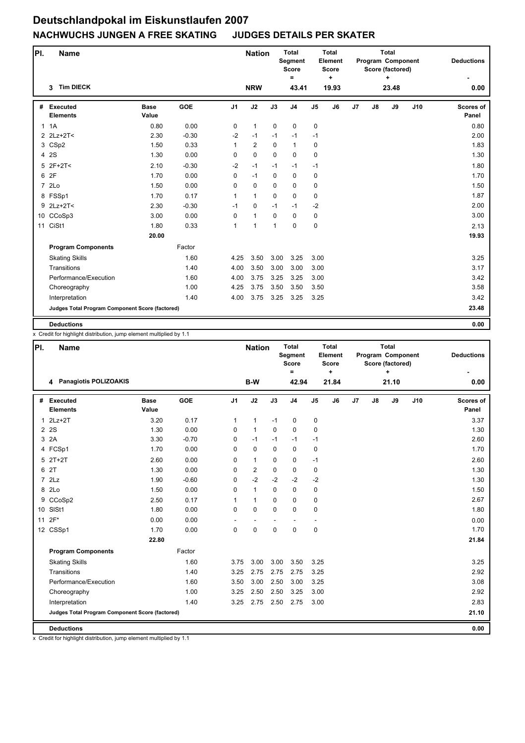# Deutschlandpokal im Eiskunstlaufen 2007

## NACHWUCHS JUNGEN A FREE SKATING JUDGES DETAILS PER SKATER

| Pl. | Name | Nation | Total Segment Score = | Total Element Score + | Total Program Component Score (factored) + | Deductions - |
|---|---|---|---|---|---|---|
| 3 | Tim DIECK | NRW | 43.41 | 19.93 | 23.48 | 0.00 |

| # | Executed Elements | Base Value | GOE | J1 | J2 | J3 | J4 | J5 | J6 | J7 | J8 | J9 | J10 | Scores of Panel |
|---|---|---|---|---|---|---|---|---|---|---|---|---|---|---|
| 1 | 1A | 0.80 | 0.00 | 0 | 1 | 0 | 0 | 0 | | | | | | 0.80 |
| 2 | 2Lz+2T< | 2.30 | -0.30 | -2 | -1 | -1 | -1 | -1 | | | | | | 2.00 |
| 3 | CSp2 | 1.50 | 0.33 | 1 | 2 | 0 | 1 | 0 | | | | | | 1.83 |
| 4 | 2S | 1.30 | 0.00 | 0 | 0 | 0 | 0 | 0 | | | | | | 1.30 |
| 5 | 2F+2T< | 2.10 | -0.30 | -2 | -1 | -1 | -1 | -1 | | | | | | 1.80 |
| 6 | 2F | 1.70 | 0.00 | 0 | -1 | 0 | 0 | 0 | | | | | | 1.70 |
| 7 | 2Lo | 1.50 | 0.00 | 0 | 0 | 0 | 0 | 0 | | | | | | 1.50 |
| 8 | FSSp1 | 1.70 | 0.17 | 1 | 1 | 0 | 0 | 0 | | | | | | 1.87 |
| 9 | 2Lz+2T< | 2.30 | -0.30 | -1 | 0 | -1 | -1 | -2 | | | | | | 2.00 |
| 10 | CCoSp3 | 3.00 | 0.00 | 0 | 1 | 0 | 0 | 0 | | | | | | 3.00 |
| 11 | CiSt1 | 1.80 | 0.33 | 1 | 1 | 1 | 0 | 0 | | | | | | 2.13 |
| | | 20.00 | | | | | | | | | | | | 19.93 |
| | **Program Components** | | Factor | | | | | | | | | | | |
| | Skating Skills | | 1.60 | 4.25 | 3.50 | 3.00 | 3.25 | 3.00 | | | | | | 3.25 |
| | Transitions | | 1.40 | 4.00 | 3.50 | 3.00 | 3.00 | 3.00 | | | | | | 3.17 |
| | Performance/Execution | | 1.60 | 4.00 | 3.75 | 3.25 | 3.25 | 3.00 | | | | | | 3.42 |
| | Choreography | | 1.00 | 4.25 | 3.75 | 3.50 | 3.50 | 3.50 | | | | | | 3.58 |
| | Interpretation | | 1.40 | 4.00 | 3.75 | 3.25 | 3.25 | 3.25 | | | | | | 3.42 |
| | **Judges Total Program Component Score (factored)** | | | | | | | | | | | | | 23.48 |
| | **Deductions** | | | | | | | | | | | | | 0.00 |

x Credit for highlight distribution, jump element multiplied by 1.1

| Pl. | Name | Nation | Total Segment Score = | Total Element Score + | Total Program Component Score (factored) + | Deductions - |
|---|---|---|---|---|---|---|
| 4 | Panagiotis POLIZOAKIS | B-W | 42.94 | 21.84 | 21.10 | 0.00 |

| # | Executed Elements | Base Value | GOE | J1 | J2 | J3 | J4 | J5 | J6 | J7 | J8 | J9 | J10 | Scores of Panel |
|---|---|---|---|---|---|---|---|---|---|---|---|---|---|---|
| 1 | 2Lz+2T | 3.20 | 0.17 | 1 | 1 | -1 | 0 | 0 | | | | | | 3.37 |
| 2 | 2S | 1.30 | 0.00 | 0 | 1 | 0 | 0 | 0 | | | | | | 1.30 |
| 3 | 2A | 3.30 | -0.70 | 0 | -1 | -1 | -1 | -1 | | | | | | 2.60 |
| 4 | FCSp1 | 1.70 | 0.00 | 0 | 0 | 0 | 0 | 0 | | | | | | 1.70 |
| 5 | 2T+2T | 2.60 | 0.00 | 0 | 1 | 0 | 0 | -1 | | | | | | 2.60 |
| 6 | 2T | 1.30 | 0.00 | 0 | 2 | 0 | 0 | 0 | | | | | | 1.30 |
| 7 | 2Lz | 1.90 | -0.60 | 0 | -2 | -2 | -2 | -2 | | | | | | 1.30 |
| 8 | 2Lo | 1.50 | 0.00 | 0 | 1 | 0 | 0 | 0 | | | | | | 1.50 |
| 9 | CCoSp2 | 2.50 | 0.17 | 1 | 1 | 0 | 0 | 0 | | | | | | 2.67 |
| 10 | SlSt1 | 1.80 | 0.00 | 0 | 0 | 0 | 0 | 0 | | | | | | 1.80 |
| 11 | 2F* | 0.00 | 0.00 | - | - | - | - | - | | | | | | 0.00 |
| 12 | CSSp1 | 1.70 | 0.00 | 0 | 0 | 0 | 0 | 0 | | | | | | 1.70 |
| | | 22.80 | | | | | | | | | | | | 21.84 |
| | **Program Components** | | Factor | | | | | | | | | | | |
| | Skating Skills | | 1.60 | 3.75 | 3.00 | 3.00 | 3.50 | 3.25 | | | | | | 3.25 |
| | Transitions | | 1.40 | 3.25 | 2.75 | 2.75 | 2.75 | 3.25 | | | | | | 2.92 |
| | Performance/Execution | | 1.60 | 3.50 | 3.00 | 2.50 | 3.00 | 3.25 | | | | | | 3.08 |
| | Choreography | | 1.00 | 3.25 | 2.50 | 2.50 | 3.25 | 3.00 | | | | | | 2.92 |
| | Interpretation | | 1.40 | 3.25 | 2.75 | 2.50 | 2.75 | 3.00 | | | | | | 2.83 |
| | **Judges Total Program Component Score (factored)** | | | | | | | | | | | | | 21.10 |
| | **Deductions** | | | | | | | | | | | | | 0.00 |

x Credit for highlight distribution, jump element multiplied by 1.1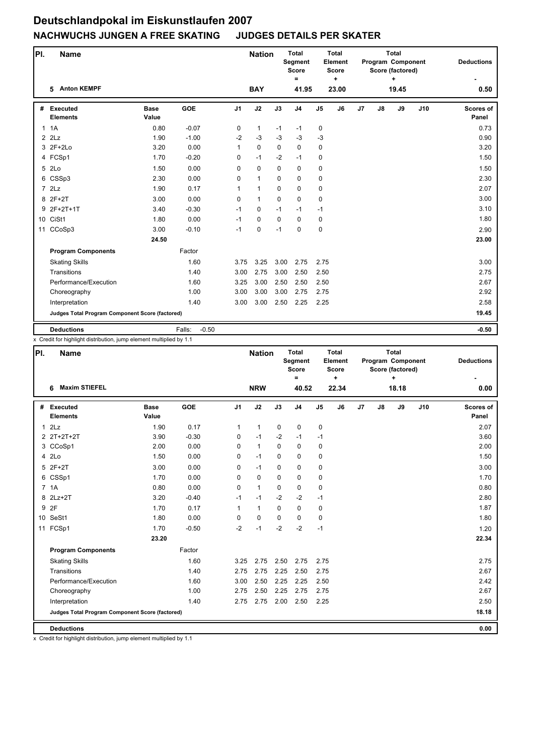# Deutschlandpokal im Eiskunstlaufen 2007

## NACHWUCHS JUNGEN A FREE SKATING JUDGES DETAILS PER SKATER

| Pl. | Name | Nation | Total Segment Score = | Total Element Score + | Total Program Component Score (factored) + | Deductions - |
|---|---|---|---|---|---|---|
| 5 | Anton KEMPF | BAY | 41.95 | 23.00 | 19.45 | 0.50 |

| # | Executed Elements | Base Value | GOE | J1 | J2 | J3 | J4 | J5 | J6 | J7 | J8 | J9 | J10 | Scores of Panel |
|---|---|---|---|---|---|---|---|---|---|---|---|---|---|---|
| 1 | 1A | 0.80 | -0.07 | 0 | 1 | -1 | -1 | 0 | | | | | | 0.73 |
| 2 | 2Lz | 1.90 | -1.00 | -2 | -3 | -3 | -3 | -3 | | | | | | 0.90 |
| 3 | 2F+2Lo | 3.20 | 0.00 | 1 | 0 | 0 | 0 | 0 | | | | | | 3.20 |
| 4 | FCSp1 | 1.70 | -0.20 | 0 | -1 | -2 | -1 | 0 | | | | | | 1.50 |
| 5 | 2Lo | 1.50 | 0.00 | 0 | 0 | 0 | 0 | 0 | | | | | | 1.50 |
| 6 | CSSp3 | 2.30 | 0.00 | 0 | 1 | 0 | 0 | 0 | | | | | | 2.30 |
| 7 | 2Lz | 1.90 | 0.17 | 1 | 1 | 0 | 0 | 0 | | | | | | 2.07 |
| 8 | 2F+2T | 3.00 | 0.00 | 0 | 1 | 0 | 0 | 0 | | | | | | 3.00 |
| 9 | 2F+2T+1T | 3.40 | -0.30 | -1 | 0 | -1 | -1 | -1 | | | | | | 3.10 |
| 10 | CiSt1 | 1.80 | 0.00 | -1 | 0 | 0 | 0 | 0 | | | | | | 1.80 |
| 11 | CCoSp3 | 3.00 | -0.10 | -1 | 0 | -1 | 0 | 0 | | | | | | 2.90 |
| | | 24.50 | | | | | | | | | | | | 23.00 |
| | **Program Components** | | Factor | | | | | | | | | | | |
| | Skating Skills | | 1.60 | 3.75 | 3.25 | 3.00 | 2.75 | 2.75 | | | | | | 3.00 |
| | Transitions | | 1.40 | 3.00 | 2.75 | 3.00 | 2.50 | 2.50 | | | | | | 2.75 |
| | Performance/Execution | | 1.60 | 3.25 | 3.00 | 2.50 | 2.50 | 2.50 | | | | | | 2.67 |
| | Choreography | | 1.00 | 3.00 | 3.00 | 3.00 | 2.75 | 2.75 | | | | | | 2.92 |
| | Interpretation | | 1.40 | 3.00 | 3.00 | 2.50 | 2.25 | 2.25 | | | | | | 2.58 |
| | **Judges Total Program Component Score (factored)** | | | | | | | | | | | | | 19.45 |
| | **Deductions** | | Falls: -0.50 | | | | | | | | | | | -0.50 |

x Credit for highlight distribution, jump element multiplied by 1.1

| Pl. | Name | Nation | Total Segment Score = | Total Element Score + | Total Program Component Score (factored) + | Deductions - |
|---|---|---|---|---|---|---|
| 6 | Maxim STIEFEL | NRW | 40.52 | 22.34 | 18.18 | 0.00 |

| # | Executed Elements | Base Value | GOE | J1 | J2 | J3 | J4 | J5 | J6 | J7 | J8 | J9 | J10 | Scores of Panel |
|---|---|---|---|---|---|---|---|---|---|---|---|---|---|---|
| 1 | 2Lz | 1.90 | 0.17 | 1 | 1 | 0 | 0 | 0 | | | | | | 2.07 |
| 2 | 2T+2T+2T | 3.90 | -0.30 | 0 | -1 | -2 | -1 | -1 | | | | | | 3.60 |
| 3 | CCoSp1 | 2.00 | 0.00 | 0 | 1 | 0 | 0 | 0 | | | | | | 2.00 |
| 4 | 2Lo | 1.50 | 0.00 | 0 | -1 | 0 | 0 | 0 | | | | | | 1.50 |
| 5 | 2F+2T | 3.00 | 0.00 | 0 | -1 | 0 | 0 | 0 | | | | | | 3.00 |
| 6 | CSSp1 | 1.70 | 0.00 | 0 | 0 | 0 | 0 | 0 | | | | | | 1.70 |
| 7 | 1A | 0.80 | 0.00 | 0 | 1 | 0 | 0 | 0 | | | | | | 0.80 |
| 8 | 2Lz+2T | 3.20 | -0.40 | -1 | -1 | -2 | -2 | -1 | | | | | | 2.80 |
| 9 | 2F | 1.70 | 0.17 | 1 | 1 | 0 | 0 | 0 | | | | | | 1.87 |
| 10 | SeSt1 | 1.80 | 0.00 | 0 | 0 | 0 | 0 | 0 | | | | | | 1.80 |
| 11 | FCSp1 | 1.70 | -0.50 | -2 | -1 | -2 | -2 | -1 | | | | | | 1.20 |
| | | 23.20 | | | | | | | | | | | | 22.34 |
| | **Program Components** | | Factor | | | | | | | | | | | |
| | Skating Skills | | 1.60 | 3.25 | 2.75 | 2.50 | 2.75 | 2.75 | | | | | | 2.75 |
| | Transitions | | 1.40 | 2.75 | 2.75 | 2.25 | 2.50 | 2.75 | | | | | | 2.67 |
| | Performance/Execution | | 1.60 | 3.00 | 2.50 | 2.25 | 2.25 | 2.50 | | | | | | 2.42 |
| | Choreography | | 1.00 | 2.75 | 2.50 | 2.25 | 2.75 | 2.75 | | | | | | 2.67 |
| | Interpretation | | 1.40 | 2.75 | 2.75 | 2.00 | 2.50 | 2.25 | | | | | | 2.50 |
| | **Judges Total Program Component Score (factored)** | | | | | | | | | | | | | 18.18 |
| | **Deductions** | | | | | | | | | | | | | 0.00 |

x Credit for highlight distribution, jump element multiplied by 1.1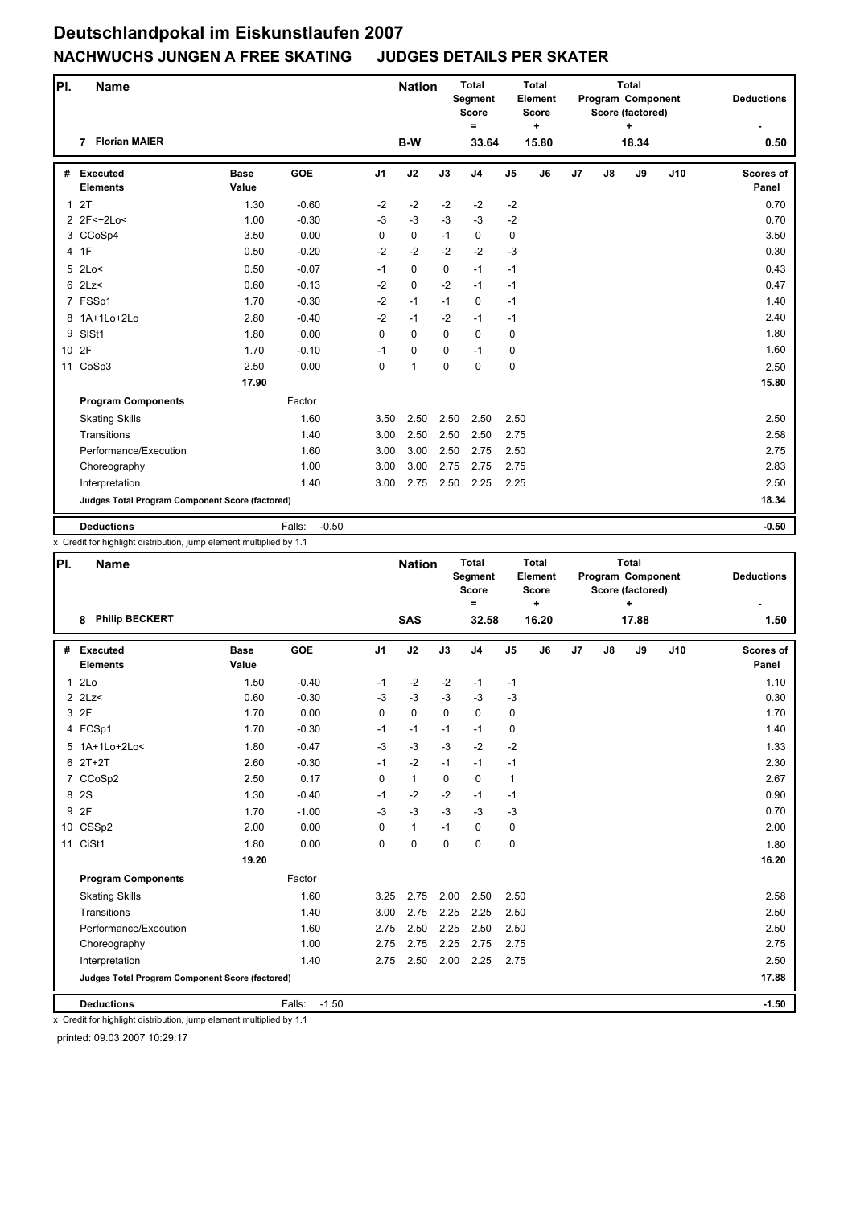# Deutschlandpokal im Eiskunstlaufen 2007

## NACHWUCHS JUNGEN A FREE SKATING JUDGES DETAILS PER SKATER

| Pl. | Name | Nation | Total Segment Score = | Total Element Score + | Total Program Component Score (factored) + | Deductions - |
|---|---|---|---|---|---|---|
| 7 | Florian MAIER | B-W | 33.64 | 15.80 | 18.34 | 0.50 |

| # | Executed Elements | Base Value | GOE | J1 | J2 | J3 | J4 | J5 | J6 | J7 | J8 | J9 | J10 | Scores of Panel |
|---|---|---|---|---|---|---|---|---|---|---|---|---|---|---|
| 1 | 2T | 1.30 | -0.60 | -2 | -2 | -2 | -2 | -2 | | | | | | 0.70 |
| 2 | 2F<+2Lo< | 1.00 | -0.30 | -3 | -3 | -3 | -3 | -2 | | | | | | 0.70 |
| 3 | CCoSp4 | 3.50 | 0.00 | 0 | 0 | -1 | 0 | 0 | | | | | | 3.50 |
| 4 | 1F | 0.50 | -0.20 | -2 | -2 | -2 | -2 | -3 | | | | | | 0.30 |
| 5 | 2Lo< | 0.50 | -0.07 | -1 | 0 | 0 | -1 | -1 | | | | | | 0.43 |
| 6 | 2Lz< | 0.60 | -0.13 | -2 | 0 | -2 | -1 | -1 | | | | | | 0.47 |
| 7 | FSSp1 | 1.70 | -0.30 | -2 | -1 | -1 | 0 | -1 | | | | | | 1.40 |
| 8 | 1A+1Lo+2Lo | 2.80 | -0.40 | -2 | -1 | -2 | -1 | -1 | | | | | | 2.40 |
| 9 | SlSt1 | 1.80 | 0.00 | 0 | 0 | 0 | 0 | 0 | | | | | | 1.80 |
| 10 | 2F | 1.70 | -0.10 | -1 | 0 | 0 | -1 | 0 | | | | | | 1.60 |
| 11 | CoSp3 | 2.50 | 0.00 | 0 | 1 | 0 | 0 | 0 | | | | | | 2.50 |
| | | 17.90 | | | | | | | | | | | | 15.80 |
| | **Program Components** | | Factor | | | | | | | | | | | |
| | Skating Skills | | 1.60 | 3.50 | 2.50 | 2.50 | 2.50 | 2.50 | | | | | | 2.50 |
| | Transitions | | 1.40 | 3.00 | 2.50 | 2.50 | 2.50 | 2.75 | | | | | | 2.58 |
| | Performance/Execution | | 1.60 | 3.00 | 3.00 | 2.50 | 2.75 | 2.50 | | | | | | 2.75 |
| | Choreography | | 1.00 | 3.00 | 3.00 | 2.75 | 2.75 | 2.75 | | | | | | 2.83 |
| | Interpretation | | 1.40 | 3.00 | 2.75 | 2.50 | 2.25 | 2.25 | | | | | | 2.50 |
| | **Judges Total Program Component Score (factored)** | | | | | | | | | | | | | 18.34 |
| | **Deductions** | | Falls: -0.50 | | | | | | | | | | | -0.50 |

x Credit for highlight distribution, jump element multiplied by 1.1

| Pl. | Name | Nation | Total Segment Score = | Total Element Score + | Total Program Component Score (factored) + | Deductions - |
|---|---|---|---|---|---|---|
| 8 | Philip BECKERT | SAS | 32.58 | 16.20 | 17.88 | 1.50 |

| # | Executed Elements | Base Value | GOE | J1 | J2 | J3 | J4 | J5 | J6 | J7 | J8 | J9 | J10 | Scores of Panel |
|---|---|---|---|---|---|---|---|---|---|---|---|---|---|---|
| 1 | 2Lo | 1.50 | -0.40 | -1 | -2 | -2 | -1 | -1 | | | | | | 1.10 |
| 2 | 2Lz< | 0.60 | -0.30 | -3 | -3 | -3 | -3 | -3 | | | | | | 0.30 |
| 3 | 2F | 1.70 | 0.00 | 0 | 0 | 0 | 0 | 0 | | | | | | 1.70 |
| 4 | FCSp1 | 1.70 | -0.30 | -1 | -1 | -1 | -1 | 0 | | | | | | 1.40 |
| 5 | 1A+1Lo+2Lo< | 1.80 | -0.47 | -3 | -3 | -3 | -2 | -2 | | | | | | 1.33 |
| 6 | 2T+2T | 2.60 | -0.30 | -1 | -2 | -1 | -1 | -1 | | | | | | 2.30 |
| 7 | CCoSp2 | 2.50 | 0.17 | 0 | 1 | 0 | 0 | 1 | | | | | | 2.67 |
| 8 | 2S | 1.30 | -0.40 | -1 | -2 | -2 | -1 | -1 | | | | | | 0.90 |
| 9 | 2F | 1.70 | -1.00 | -3 | -3 | -3 | -3 | -3 | | | | | | 0.70 |
| 10 | CSSp2 | 2.00 | 0.00 | 0 | 1 | -1 | 0 | 0 | | | | | | 2.00 |
| 11 | CiSt1 | 1.80 | 0.00 | 0 | 0 | 0 | 0 | 0 | | | | | | 1.80 |
| | | 19.20 | | | | | | | | | | | | 16.20 |
| | **Program Components** | | Factor | | | | | | | | | | | |
| | Skating Skills | | 1.60 | 3.25 | 2.75 | 2.00 | 2.50 | 2.50 | | | | | | 2.58 |
| | Transitions | | 1.40 | 3.00 | 2.75 | 2.25 | 2.25 | 2.50 | | | | | | 2.50 |
| | Performance/Execution | | 1.60 | 2.75 | 2.50 | 2.25 | 2.50 | 2.50 | | | | | | 2.50 |
| | Choreography | | 1.00 | 2.75 | 2.75 | 2.25 | 2.75 | 2.75 | | | | | | 2.75 |
| | Interpretation | | 1.40 | 2.75 | 2.50 | 2.00 | 2.25 | 2.75 | | | | | | 2.50 |
| | **Judges Total Program Component Score (factored)** | | | | | | | | | | | | | 17.88 |
| | **Deductions** | | Falls: -1.50 | | | | | | | | | | | -1.50 |

x Credit for highlight distribution, jump element multiplied by 1.1

printed: 09.03.2007 10:29:17